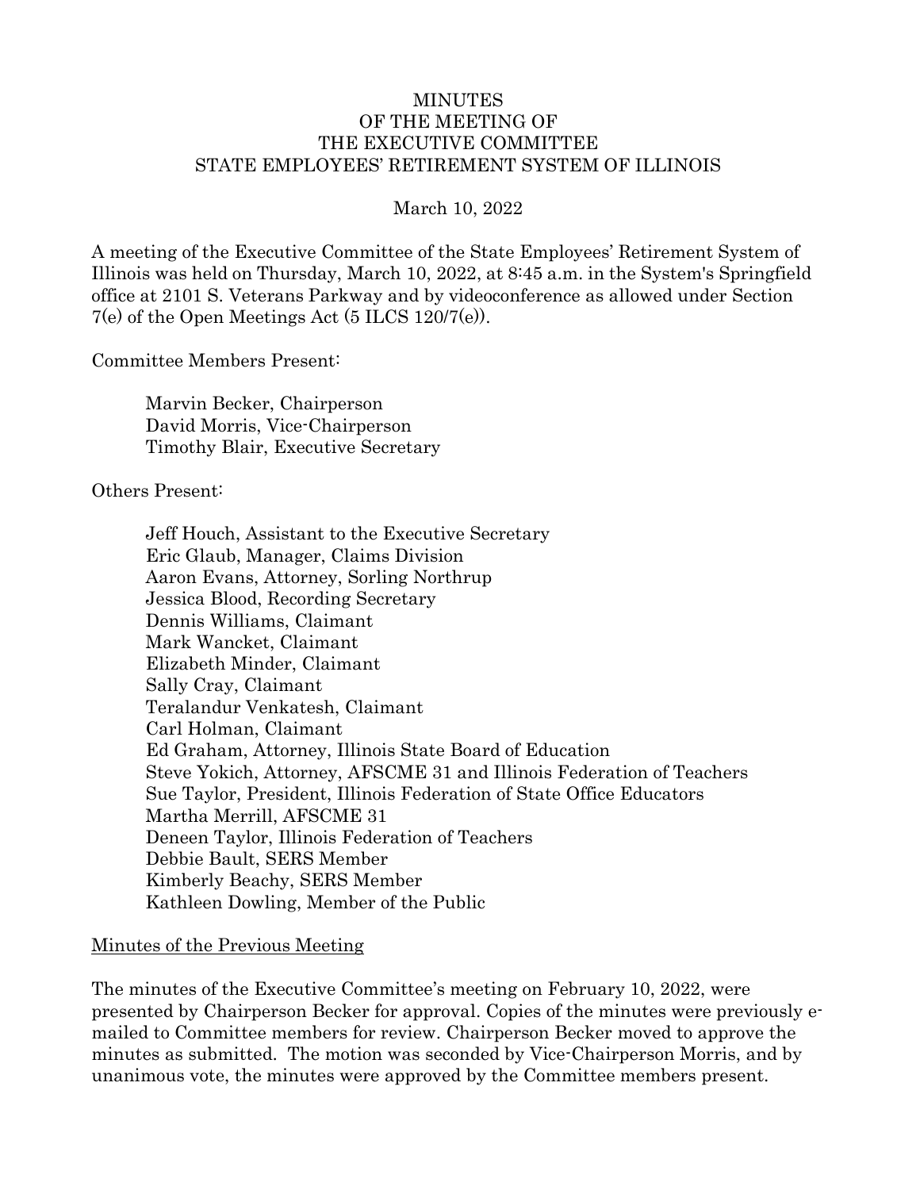# MINUTES
# OF THE MEETING OF
# THE EXECUTIVE COMMITTEE
# STATE EMPLOYEES' RETIREMENT SYSTEM OF ILLINOIS

March 10, 2022

A meeting of the Executive Committee of the State Employees' Retirement System of Illinois was held on Thursday, March 10, 2022, at 8:45 a.m. in the System's Springfield office at 2101 S. Veterans Parkway and by videoconference as allowed under Section 7(e) of the Open Meetings Act (5 ILCS 120/7(e)).

Committee Members Present:

Marvin Becker, Chairperson
David Morris, Vice-Chairperson
Timothy Blair, Executive Secretary

Others Present:

Jeff Houch, Assistant to the Executive Secretary
Eric Glaub, Manager, Claims Division
Aaron Evans, Attorney, Sorling Northrup
Jessica Blood, Recording Secretary
Dennis Williams, Claimant
Mark Wancket, Claimant
Elizabeth Minder, Claimant
Sally Cray, Claimant
Teralandur Venkatesh, Claimant
Carl Holman, Claimant
Ed Graham, Attorney, Illinois State Board of Education
Steve Yokich, Attorney, AFSCME 31 and Illinois Federation of Teachers
Sue Taylor, President, Illinois Federation of State Office Educators
Martha Merrill, AFSCME 31
Deneen Taylor, Illinois Federation of Teachers
Debbie Bault, SERS Member
Kimberly Beachy, SERS Member
Kathleen Dowling, Member of the Public

## Minutes of the Previous Meeting

The minutes of the Executive Committee's meeting on February 10, 2022, were presented by Chairperson Becker for approval. Copies of the minutes were previously e-mailed to Committee members for review. Chairperson Becker moved to approve the minutes as submitted. The motion was seconded by Vice-Chairperson Morris, and by unanimous vote, the minutes were approved by the Committee members present.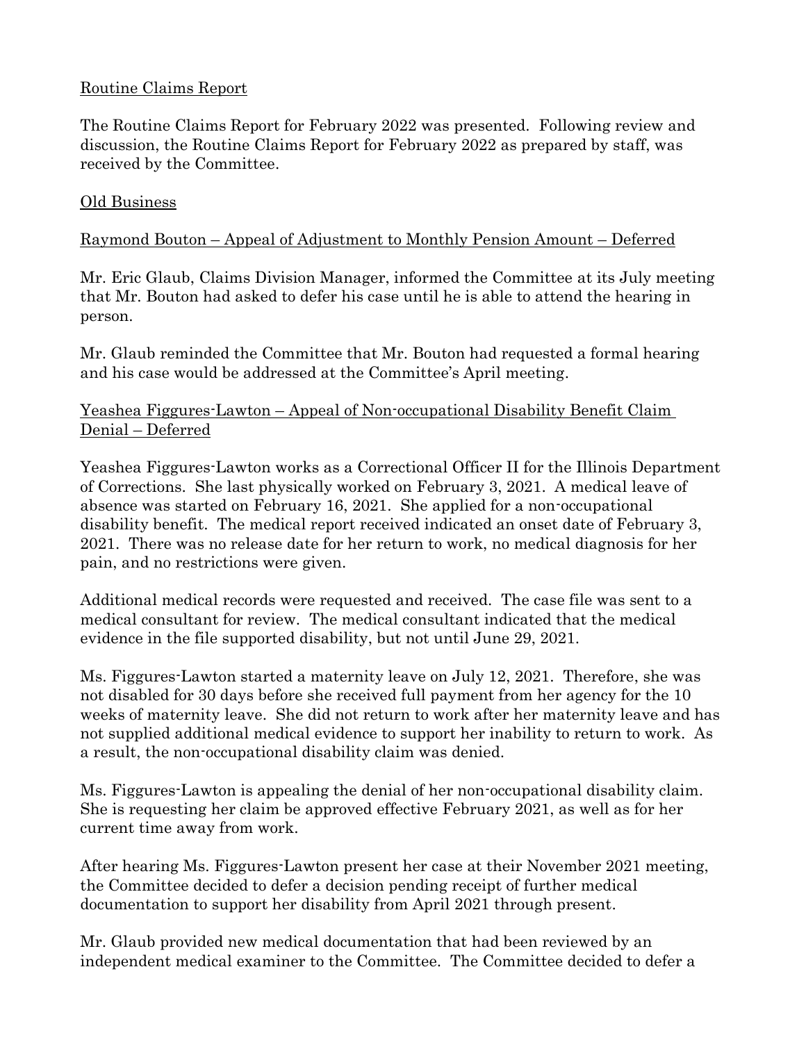Routine Claims Report

The Routine Claims Report for February 2022 was presented. Following review and discussion, the Routine Claims Report for February 2022 as prepared by staff, was received by the Committee.

Old Business

Raymond Bouton – Appeal of Adjustment to Monthly Pension Amount – Deferred

Mr. Eric Glaub, Claims Division Manager, informed the Committee at its July meeting that Mr. Bouton had asked to defer his case until he is able to attend the hearing in person.

Mr. Glaub reminded the Committee that Mr. Bouton had requested a formal hearing and his case would be addressed at the Committee's April meeting.

Yeashea Figgures-Lawton – Appeal of Non-occupational Disability Benefit Claim Denial – Deferred

Yeashea Figgures-Lawton works as a Correctional Officer II for the Illinois Department of Corrections. She last physically worked on February 3, 2021. A medical leave of absence was started on February 16, 2021. She applied for a non-occupational disability benefit. The medical report received indicated an onset date of February 3, 2021. There was no release date for her return to work, no medical diagnosis for her pain, and no restrictions were given.

Additional medical records were requested and received. The case file was sent to a medical consultant for review. The medical consultant indicated that the medical evidence in the file supported disability, but not until June 29, 2021.

Ms. Figgures-Lawton started a maternity leave on July 12, 2021. Therefore, she was not disabled for 30 days before she received full payment from her agency for the 10 weeks of maternity leave. She did not return to work after her maternity leave and has not supplied additional medical evidence to support her inability to return to work. As a result, the non-occupational disability claim was denied.

Ms. Figgures-Lawton is appealing the denial of her non-occupational disability claim. She is requesting her claim be approved effective February 2021, as well as for her current time away from work.

After hearing Ms. Figgures-Lawton present her case at their November 2021 meeting, the Committee decided to defer a decision pending receipt of further medical documentation to support her disability from April 2021 through present.

Mr. Glaub provided new medical documentation that had been reviewed by an independent medical examiner to the Committee. The Committee decided to defer a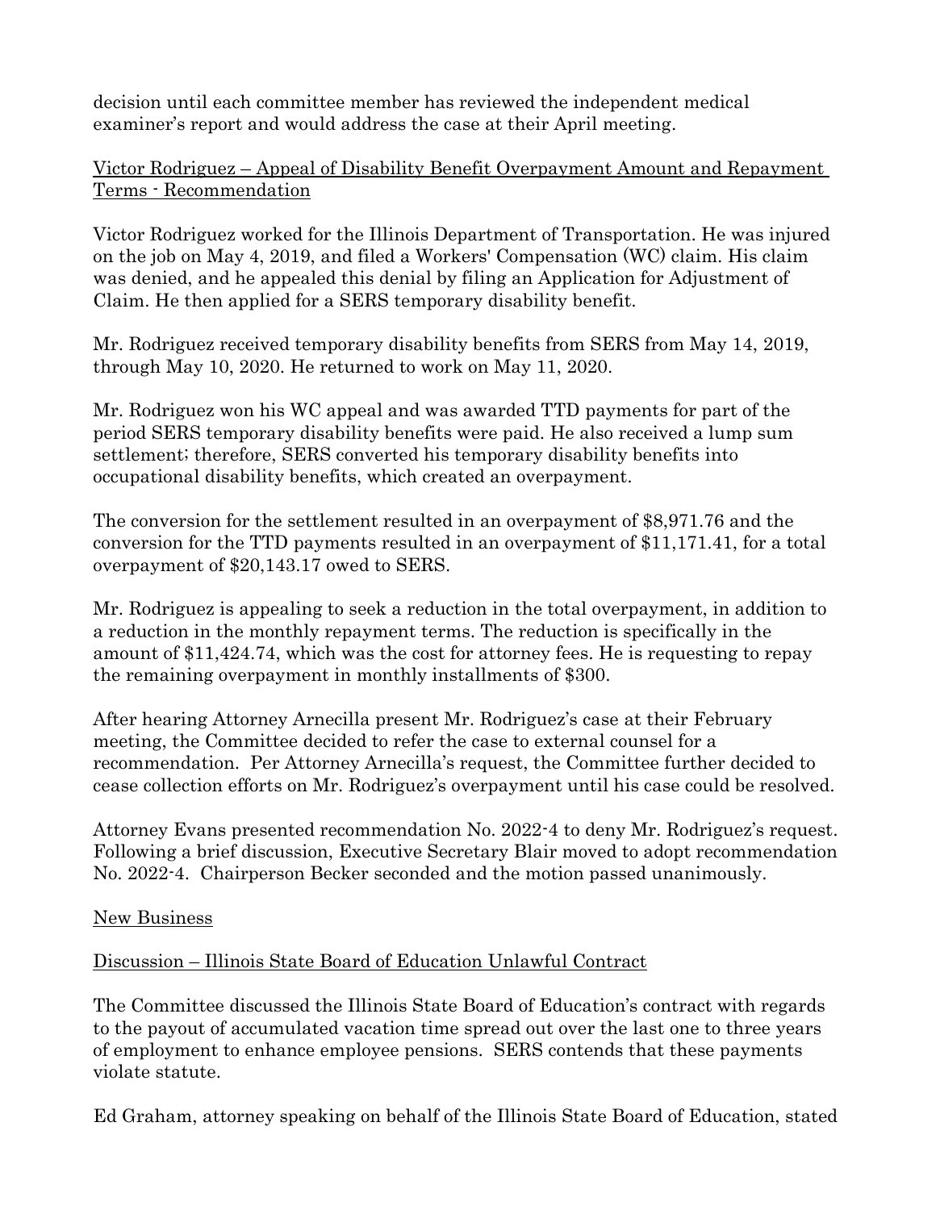decision until each committee member has reviewed the independent medical examiner's report and would address the case at their April meeting.

<u>Victor Rodriguez – Appeal of Disability Benefit Overpayment Amount and Repayment Terms - Recommendation</u>

Victor Rodriguez worked for the Illinois Department of Transportation. He was injured on the job on May 4, 2019, and filed a Workers' Compensation (WC) claim. His claim was denied, and he appealed this denial by filing an Application for Adjustment of Claim. He then applied for a SERS temporary disability benefit.

Mr. Rodriguez received temporary disability benefits from SERS from May 14, 2019, through May 10, 2020. He returned to work on May 11, 2020.

Mr. Rodriguez won his WC appeal and was awarded TTD payments for part of the period SERS temporary disability benefits were paid. He also received a lump sum settlement; therefore, SERS converted his temporary disability benefits into occupational disability benefits, which created an overpayment.

The conversion for the settlement resulted in an overpayment of $8,971.76 and the conversion for the TTD payments resulted in an overpayment of $11,171.41, for a total overpayment of $20,143.17 owed to SERS.

Mr. Rodriguez is appealing to seek a reduction in the total overpayment, in addition to a reduction in the monthly repayment terms. The reduction is specifically in the amount of $11,424.74, which was the cost for attorney fees. He is requesting to repay the remaining overpayment in monthly installments of $300.

After hearing Attorney Arnecilla present Mr. Rodriguez's case at their February meeting, the Committee decided to refer the case to external counsel for a recommendation. Per Attorney Arnecilla's request, the Committee further decided to cease collection efforts on Mr. Rodriguez's overpayment until his case could be resolved.

Attorney Evans presented recommendation No. 2022-4 to deny Mr. Rodriguez's request. Following a brief discussion, Executive Secretary Blair moved to adopt recommendation No. 2022-4. Chairperson Becker seconded and the motion passed unanimously.

<u>New Business</u>

<u>Discussion – Illinois State Board of Education Unlawful Contract</u>

The Committee discussed the Illinois State Board of Education's contract with regards to the payout of accumulated vacation time spread out over the last one to three years of employment to enhance employee pensions. SERS contends that these payments violate statute.

Ed Graham, attorney speaking on behalf of the Illinois State Board of Education, stated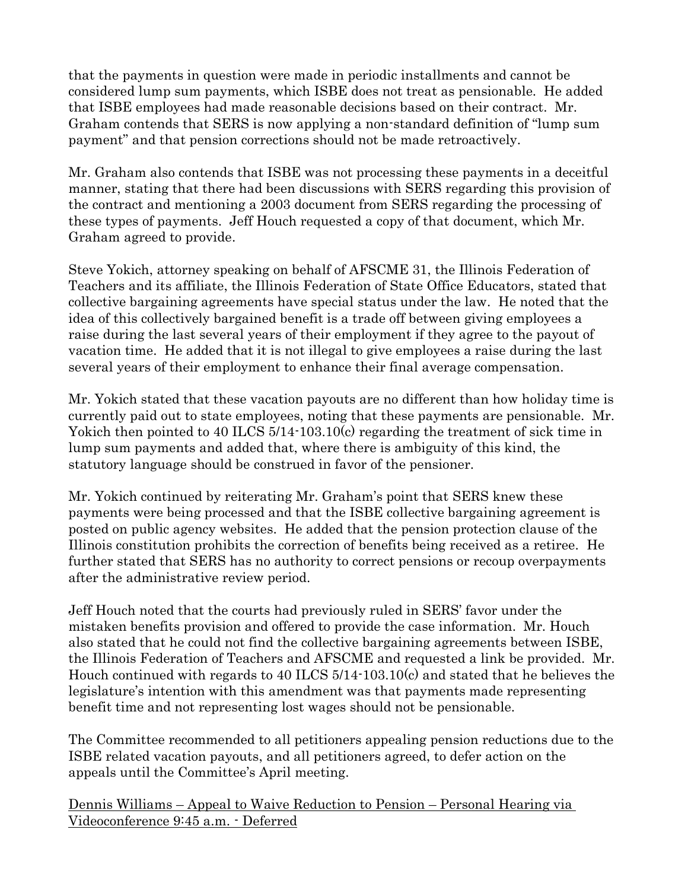that the payments in question were made in periodic installments and cannot be considered lump sum payments, which ISBE does not treat as pensionable. He added that ISBE employees had made reasonable decisions based on their contract. Mr. Graham contends that SERS is now applying a non-standard definition of "lump sum payment" and that pension corrections should not be made retroactively.

Mr. Graham also contends that ISBE was not processing these payments in a deceitful manner, stating that there had been discussions with SERS regarding this provision of the contract and mentioning a 2003 document from SERS regarding the processing of these types of payments. Jeff Houch requested a copy of that document, which Mr. Graham agreed to provide.

Steve Yokich, attorney speaking on behalf of AFSCME 31, the Illinois Federation of Teachers and its affiliate, the Illinois Federation of State Office Educators, stated that collective bargaining agreements have special status under the law. He noted that the idea of this collectively bargained benefit is a trade off between giving employees a raise during the last several years of their employment if they agree to the payout of vacation time. He added that it is not illegal to give employees a raise during the last several years of their employment to enhance their final average compensation.

Mr. Yokich stated that these vacation payouts are no different than how holiday time is currently paid out to state employees, noting that these payments are pensionable. Mr. Yokich then pointed to 40 ILCS 5/14-103.10(c) regarding the treatment of sick time in lump sum payments and added that, where there is ambiguity of this kind, the statutory language should be construed in favor of the pensioner.

Mr. Yokich continued by reiterating Mr. Graham's point that SERS knew these payments were being processed and that the ISBE collective bargaining agreement is posted on public agency websites. He added that the pension protection clause of the Illinois constitution prohibits the correction of benefits being received as a retiree. He further stated that SERS has no authority to correct pensions or recoup overpayments after the administrative review period.

Jeff Houch noted that the courts had previously ruled in SERS' favor under the mistaken benefits provision and offered to provide the case information. Mr. Houch also stated that he could not find the collective bargaining agreements between ISBE, the Illinois Federation of Teachers and AFSCME and requested a link be provided. Mr. Houch continued with regards to 40 ILCS 5/14-103.10(c) and stated that he believes the legislature's intention with this amendment was that payments made representing benefit time and not representing lost wages should not be pensionable.

The Committee recommended to all petitioners appealing pension reductions due to the ISBE related vacation payouts, and all petitioners agreed, to defer action on the appeals until the Committee's April meeting.

<u>Dennis Williams – Appeal to Waive Reduction to Pension – Personal Hearing via Videoconference 9:45 a.m. - Deferred</u>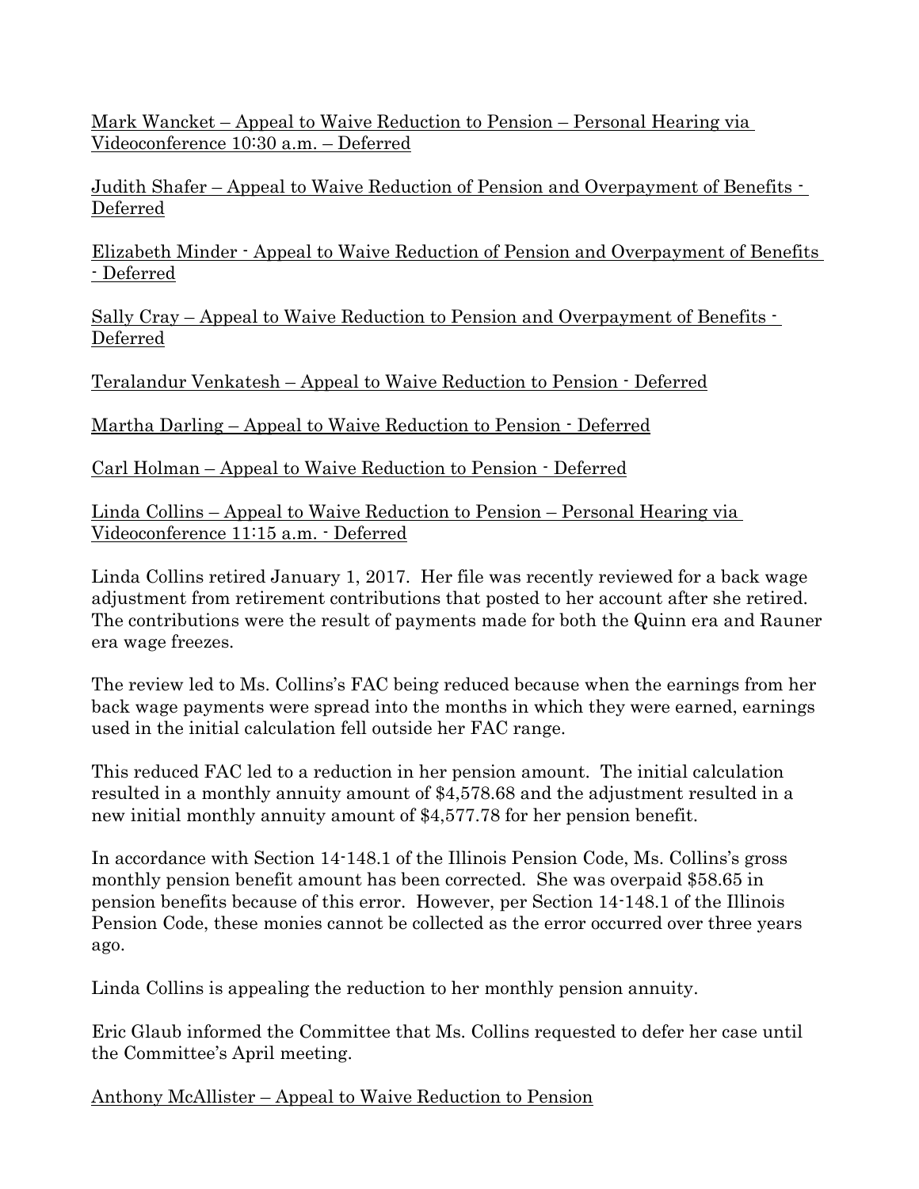<u>Mark Wancket – Appeal to Waive Reduction to Pension – Personal Hearing via Videoconference 10:30 a.m. – Deferred</u>

<u>Judith Shafer – Appeal to Waive Reduction of Pension and Overpayment of Benefits - Deferred</u>

<u>Elizabeth Minder - Appeal to Waive Reduction of Pension and Overpayment of Benefits - Deferred</u>

<u>Sally Cray – Appeal to Waive Reduction to Pension and Overpayment of Benefits - Deferred</u>

<u>Teralandur Venkatesh – Appeal to Waive Reduction to Pension - Deferred</u>

<u>Martha Darling – Appeal to Waive Reduction to Pension - Deferred</u>

<u>Carl Holman – Appeal to Waive Reduction to Pension - Deferred</u>

<u>Linda Collins – Appeal to Waive Reduction to Pension – Personal Hearing via Videoconference 11:15 a.m. - Deferred</u>

Linda Collins retired January 1, 2017. Her file was recently reviewed for a back wage adjustment from retirement contributions that posted to her account after she retired. The contributions were the result of payments made for both the Quinn era and Rauner era wage freezes.

The review led to Ms. Collins's FAC being reduced because when the earnings from her back wage payments were spread into the months in which they were earned, earnings used in the initial calculation fell outside her FAC range.

This reduced FAC led to a reduction in her pension amount. The initial calculation resulted in a monthly annuity amount of $4,578.68 and the adjustment resulted in a new initial monthly annuity amount of $4,577.78 for her pension benefit.

In accordance with Section 14-148.1 of the Illinois Pension Code, Ms. Collins's gross monthly pension benefit amount has been corrected. She was overpaid $58.65 in pension benefits because of this error. However, per Section 14-148.1 of the Illinois Pension Code, these monies cannot be collected as the error occurred over three years ago.

Linda Collins is appealing the reduction to her monthly pension annuity.

Eric Glaub informed the Committee that Ms. Collins requested to defer her case until the Committee's April meeting.

<u>Anthony McAllister – Appeal to Waive Reduction to Pension</u>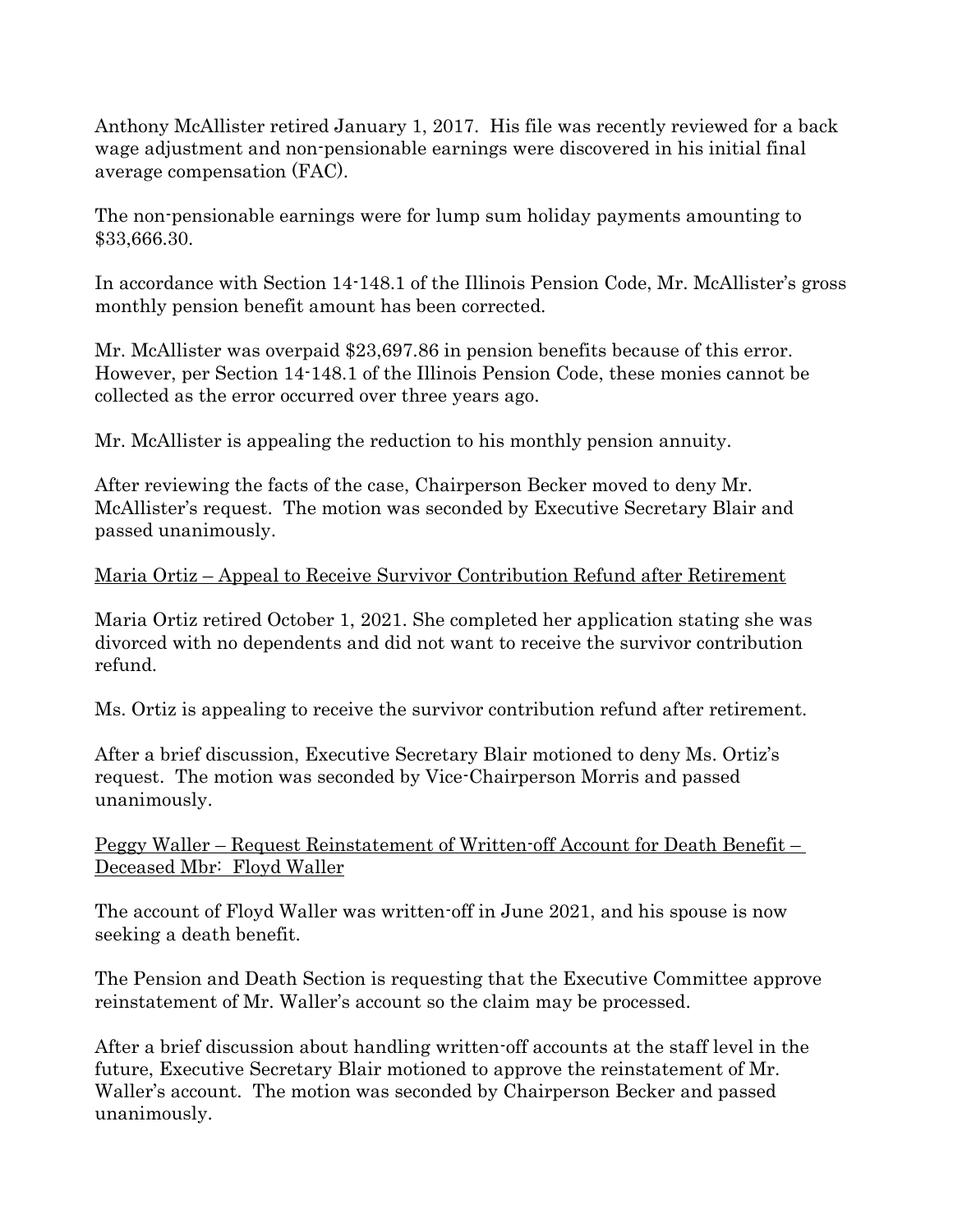Anthony McAllister retired January 1, 2017. His file was recently reviewed for a back wage adjustment and non-pensionable earnings were discovered in his initial final average compensation (FAC).

The non-pensionable earnings were for lump sum holiday payments amounting to $33,666.30.

In accordance with Section 14-148.1 of the Illinois Pension Code, Mr. McAllister's gross monthly pension benefit amount has been corrected.

Mr. McAllister was overpaid $23,697.86 in pension benefits because of this error. However, per Section 14-148.1 of the Illinois Pension Code, these monies cannot be collected as the error occurred over three years ago.

Mr. McAllister is appealing the reduction to his monthly pension annuity.

After reviewing the facts of the case, Chairperson Becker moved to deny Mr. McAllister's request. The motion was seconded by Executive Secretary Blair and passed unanimously.

<u>Maria Ortiz – Appeal to Receive Survivor Contribution Refund after Retirement</u>

Maria Ortiz retired October 1, 2021. She completed her application stating she was divorced with no dependents and did not want to receive the survivor contribution refund.

Ms. Ortiz is appealing to receive the survivor contribution refund after retirement.

After a brief discussion, Executive Secretary Blair motioned to deny Ms. Ortiz's request. The motion was seconded by Vice-Chairperson Morris and passed unanimously.

<u>Peggy Waller – Request Reinstatement of Written-off Account for Death Benefit – Deceased Mbr: Floyd Waller</u>

The account of Floyd Waller was written-off in June 2021, and his spouse is now seeking a death benefit.

The Pension and Death Section is requesting that the Executive Committee approve reinstatement of Mr. Waller's account so the claim may be processed.

After a brief discussion about handling written-off accounts at the staff level in the future, Executive Secretary Blair motioned to approve the reinstatement of Mr. Waller's account. The motion was seconded by Chairperson Becker and passed unanimously.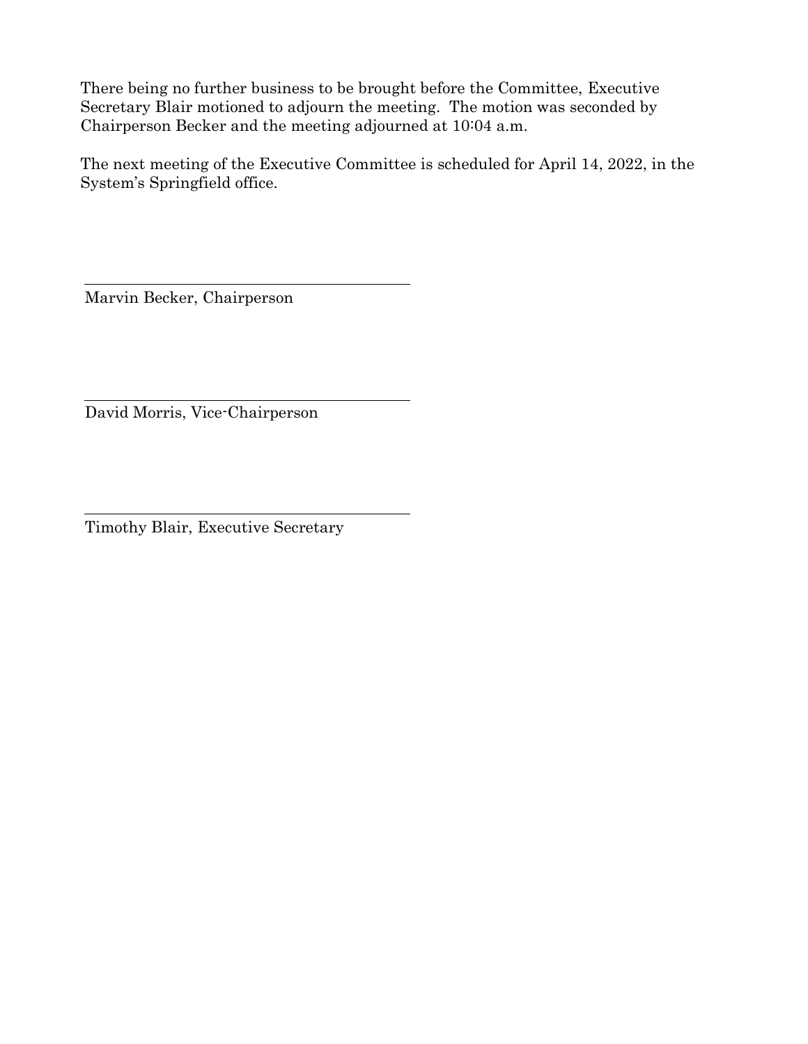There being no further business to be brought before the Committee, Executive Secretary Blair motioned to adjourn the meeting. The motion was seconded by Chairperson Becker and the meeting adjourned at 10:04 a.m.

The next meeting of the Executive Committee is scheduled for April 14, 2022, in the System's Springfield office.

\_\_\_\_\_\_\_\_\_\_\_\_\_\_\_\_\_\_\_\_\_\_\_\_\_\_\_\_\_\_\_\_\_\_\_\_

Marvin Becker, Chairperson

\_\_\_\_\_\_\_\_\_\_\_\_\_\_\_\_\_\_\_\_\_\_\_\_\_\_\_\_\_\_\_\_\_\_\_\_

David Morris, Vice-Chairperson

\_\_\_\_\_\_\_\_\_\_\_\_\_\_\_\_\_\_\_\_\_\_\_\_\_\_\_\_\_\_\_\_\_\_\_\_

Timothy Blair, Executive Secretary